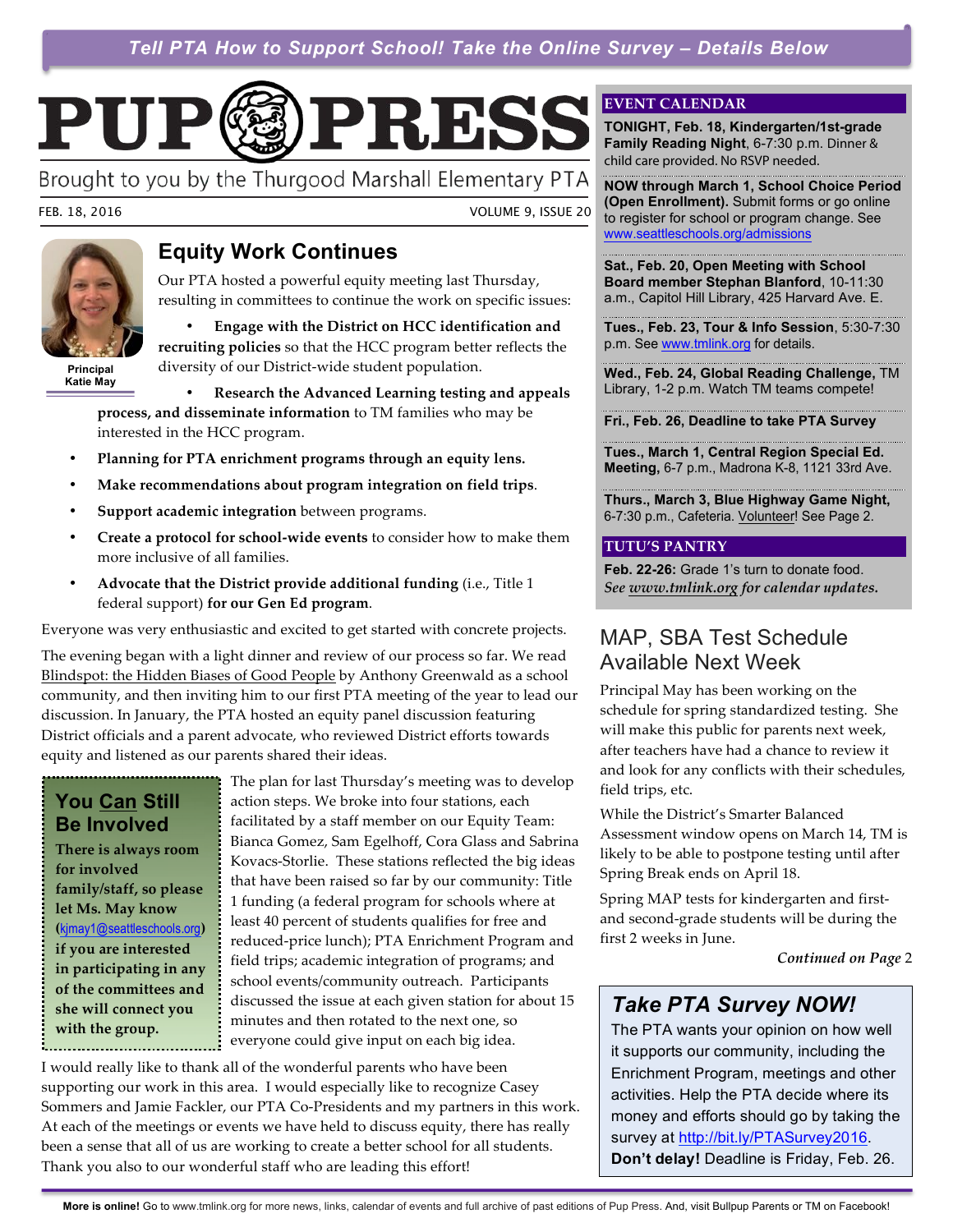*Tell PTA How to Support School! Take the Online Survey – Details Below*

# PUP PRESS

Brought to you by the Thurgood Marshall Elementary PTA

FEB. 18, 2016 VOLUME 9, ISSUE 20

## Equity Work Continues

Principal Katie May

Our PTA hosted a powerful equity meeting last Thursday, resulting in committees to continue the work on specific issues:

- **Engage with the District on HCC identification and recruiting policies** so that the HCC program better reflects the diversity of our District-wide student population.
- **Research the Advanced Learning testing and appeals process, and disseminate information** to TM families who may be interested in the HCC program.
- **Planning for PTA enrichment programs through an equity lens.**
- **Make recommendations about program integration on field trips**.
- **Support academic integration** between programs.
- **Create a protocol for school-wide events** to consider how to make them more inclusive of all families.
- **Advocate that the District provide additional funding** (i.e., Title 1 federal support) **for our Gen Ed program**.

Everyone was very enthusiastic and excited to get started with concrete projects.

The evening began with a light dinner and review of our process so far. We read Blindspot: the Hidden Biases of Good People by Anthony Greenwald as a school community, and then inviting him to our first PTA meeting of the year to lead our discussion. In January, the PTA hosted an equity panel discussion featuring District officials and a parent advocate, who reviewed District efforts towards equity and listened as our parents shared their ideas.

The plan for last Thursday's meeting was to develop action steps. We broke into four stations, each facilitated by a staff member on our Equity Team: Bianca Gomez, Sam Egelhoff, Cora Glass and Sabrina Kovacs-Storlie. These stations reflected the big ideas that have been raised so far by our community: Title 1 funding (a federal program for schools where at least 40 percent of students qualifies for free and reduced-price lunch); PTA Enrichment Program and field trips; academic integration of programs; and school events/community outreach. Participants discussed the issue at each given station for about 15 minutes and then rotated to the next one, so everyone could give input on each big idea.

### You Can Still Be Involved

**There is always room for involved family/staff, so please let Ms. May know (kjmay1@seattleschools.org) if you are interested in participating in any of the committees and she will connect you with the group.**

I would really like to thank all of the wonderful parents who have been supporting our work in this area. I would especially like to recognize Casey Sommers and Jamie Fackler, our PTA Co-Presidents and my partners in this work. At each of the meetings or events we have held to discuss equity, there has really been a sense that all of us are working to create a better school for all students. Thank you also to our wonderful staff who are leading this effort!

## EVENT CALENDAR

**TONIGHT, Feb. 18, Kindergarten/1st-grade Family Reading Night**, 6-7:30 p.m. Dinner & child care provided. No RSVP needed.

**NOW through March 1, School Choice Period (Open Enrollment).** Submit forms or go online to register for school or program change. See www.seattleschools.org/admissions

**Sat., Feb. 20, Open Meeting with School Board member Stephan Blanford**, 10-11:30 a.m., Capitol Hill Library, 425 Harvard Ave. E.

**Tues., Feb. 23, Tour & Info Session**, 5:30-7:30 p.m. See www.tmlink.org for details.

**Wed., Feb. 24, Global Reading Challenge,** TM Library, 1-2 p.m. Watch TM teams compete!

**Fri., Feb. 26, Deadline to take PTA Survey**

**Tues., March 1, Central Region Special Ed. Meeting,** 6-7 p.m., Madrona K-8, 1121 33rd Ave.

**Thurs., March 3, Blue Highway Game Night,** 6-7:30 p.m., Cafeteria. Volunteer! See Page 2.

## TUTU'S PANTRY

**Feb. 22-26:** Grade 1's turn to donate food.

*See www.tmlink.org for calendar updates.*

## MAP, SBA Test Schedule Available Next Week

Principal May has been working on the schedule for spring standardized testing. She will make this public for parents next week, after teachers have had a chance to review it and look for any conflicts with their schedules, field trips, etc.

While the District's Smarter Balanced Assessment window opens on March 14, TM is likely to be able to postpone testing until after Spring Break ends on April 18.

Spring MAP tests for kindergarten and first- and second-grade students will be during the first 2 weeks in June.

*Continued on Page* 2

## *Take PTA Survey NOW!*

The PTA wants your opinion on how well it supports our community, including the Enrichment Program, meetings and other activities. Help the PTA decide where its money and efforts should go by taking the survey at http://bit.ly/PTASurvey2016. **Don't delay!** Deadline is Friday, Feb. 26.

**More is online!** Go to www.tmlink.org for more news, links, calendar of events and full archive of past editions of Pup Press. And, visit Bullpup Parents or TM on Facebook!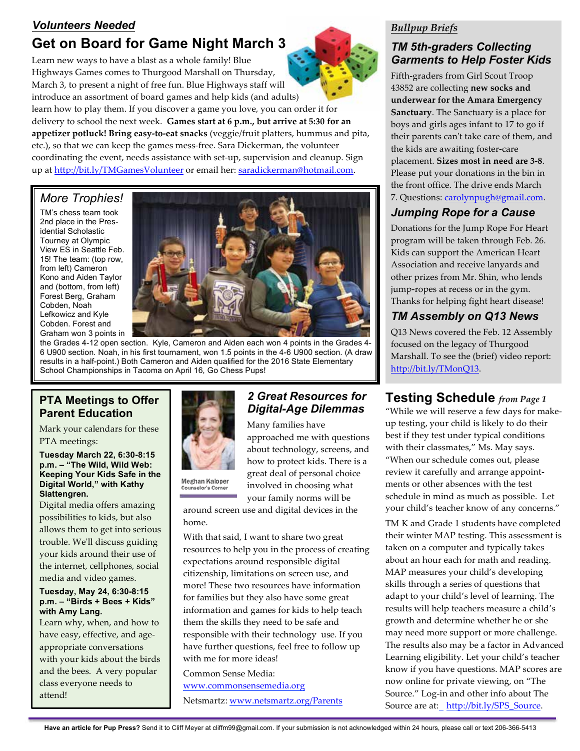*Volunteers Needed*

## Get on Board for Game Night March 3

Learn new ways to have a blast as a whole family! Blue Highways Games comes to Thurgood Marshall on Thursday, March 3, to present a night of free fun. Blue Highways staff will introduce an assortment of board games and help kids (and adults) learn how to play them. If you discover a game you love, you can order it for delivery to school the next week. **Games start at 6 p.m., but arrive at 5:30 for an appetizer potluck! Bring easy-to-eat snacks** (veggie/fruit platters, hummus and pita, etc.), so that we can keep the games mess-free. Sara Dickerman, the volunteer coordinating the event, needs assistance with set-up, supervision and cleanup. Sign up at http://bit.ly/TMGamesVolunteer or email her: saradickerman@hotmail.com.

## More Trophies!

TM's chess team took 2nd place in the Presidential Scholastic Tourney at Olympic View ES in Seattle Feb. 15! The team: (top row, from left) Cameron Kono and Aiden Taylor and (bottom, from left) Forest Berg, Graham Cobden, Noah Lefkowicz and Kyle Cobden. Forest and Graham won 3 points in the Grades 4-12 open section. Kyle, Cameron and Aiden each won 4 points in the Grades 4-6 U900 section. Noah, in his first tournament, won 1.5 points in the 4-6 U900 section. (A draw results in a half-point.) Both Cameron and Aiden qualified for the 2016 State Elementary School Championships in Tacoma on April 16, Go Chess Pups!

## PTA Meetings to Offer Parent Education

Mark your calendars for these PTA meetings:

**Tuesday March 22, 6:30-8:15 p.m. – "The Wild, Wild Web: Keeping Your Kids Safe in the Digital World," with Kathy Slattengren.**

Digital media offers amazing possibilities to kids, but also allows them to get into serious trouble. We'll discuss guiding your kids around their use of the internet, cellphones, social media and video games.

**Tuesday, May 24, 6:30-8:15 p.m. – "Birds + Bees + Kids" with Amy Lang.**

Learn why, when, and how to have easy, effective, and age-appropriate conversations with your kids about the birds and the bees. A very popular class everyone needs to attend!

## 2 Great Resources for Digital-Age Dilemmas

Meghan Kaloper
Counselor's Corner

Many families have approached me with questions about technology, screens, and how to protect kids. There is a great deal of personal choice involved in choosing what your family norms will be around screen use and digital devices in the home.

With that said, I want to share two great resources to help you in the process of creating expectations around responsible digital citizenship, limitations on screen use, and more! These two resources have information for families but they also have some great information and games for kids to help teach them the skills they need to be safe and responsible with their technology use. If you have further questions, feel free to follow up with me for more ideas!

Common Sense Media: www.commonsensemedia.org

Netsmartz: www.netsmartz.org/Parents

*Bullpup Briefs*

### TM 5th-graders Collecting Garments to Help Foster Kids

Fifth-graders from Girl Scout Troop 43852 are collecting **new socks and underwear for the Amara Emergency Sanctuary**. The Sanctuary is a place for boys and girls ages infant to 17 to go if their parents can't take care of them, and the kids are awaiting foster-care placement. **Sizes most in need are 3-8**. Please put your donations in the bin in the front office. The drive ends March 7. Questions: carolynpugh@gmail.com.

### Jumping Rope for a Cause

Donations for the Jump Rope For Heart program will be taken through Feb. 26. Kids can support the American Heart Association and receive lanyards and other prizes from Mr. Shin, who lends jump-ropes at recess or in the gym. Thanks for helping fight heart disease!

### TM Assembly on Q13 News

Q13 News covered the Feb. 12 Assembly focused on the legacy of Thurgood Marshall. To see the (brief) video report: http://bit.ly/TMonQ13.

## Testing Schedule *from Page 1*

"While we will reserve a few days for make-up testing, your child is likely to do their best if they test under typical conditions with their classmates," Ms. May says. "When our schedule comes out, please review it carefully and arrange appointments or other absences with the test schedule in mind as much as possible. Let your child's teacher know of any concerns."

TM K and Grade 1 students have completed their winter MAP testing. This assessment is taken on a computer and typically takes about an hour each for math and reading. MAP measures your child's developing skills through a series of questions that adapt to your child's level of learning. The results will help teachers measure a child's growth and determine whether he or she may need more support or more challenge. The results also may be a factor in Advanced Learning eligibility. Let your child's teacher know if you have questions. MAP scores are now online for private viewing, on "The Source." Log-in and other info about The Source are at: http://bit.ly/SPS_Source.

**Have an article for Pup Press?** Send it to Cliff Meyer at cliffm99@gmail.com. If your submission is not acknowledged within 24 hours, please call or text 206-366-5413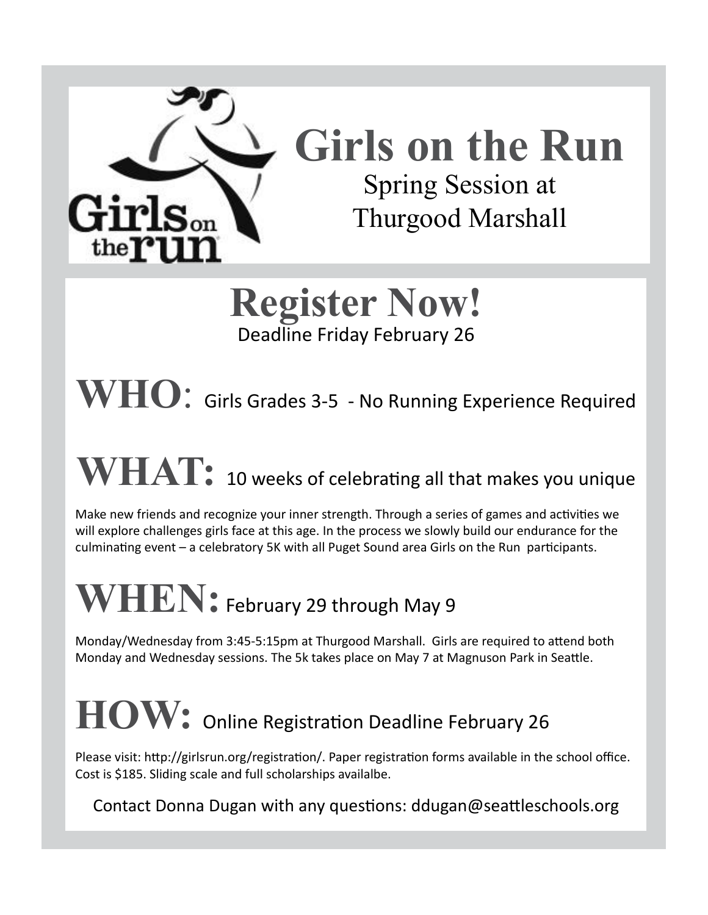# Girls on the Run

Spring Session at Thurgood Marshall

## Register Now!

Deadline Friday February 26

## WHO: Girls Grades 3-5 - No Running Experience Required

## WHAT: 10 weeks of celebrating all that makes you unique

Make new friends and recognize your inner strength. Through a series of games and activities we will explore challenges girls face at this age. In the process we slowly build our endurance for the culminating event – a celebratory 5K with all Puget Sound area Girls on the Run participants.

## WHEN: February 29 through May 9

Monday/Wednesday from 3:45-5:15pm at Thurgood Marshall. Girls are required to attend both Monday and Wednesday sessions. The 5k takes place on May 7 at Magnuson Park in Seattle.

## HOW: Online Registration Deadline February 26

Please visit: http://girlsrun.org/registration/. Paper registration forms available in the school office. Cost is $185. Sliding scale and full scholarships availalbe.

Contact Donna Dugan with any questions: ddugan@seattleschools.org